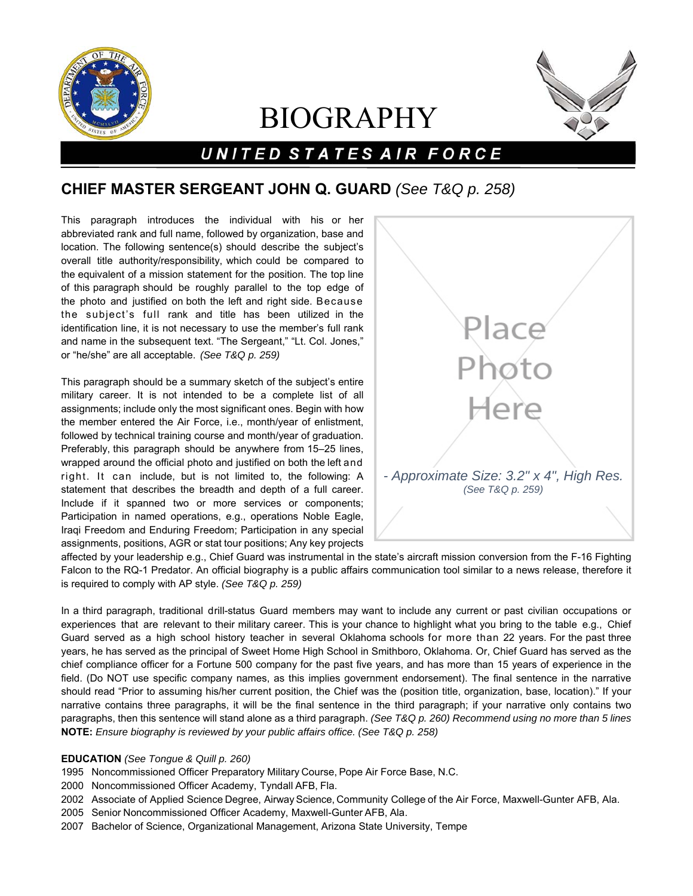# BIOGRAPHY

## UNITED STATES AIR FORCE

### CHIEF MASTER SERGEANT JOHN Q. GUARD *(See T&Q p. 258)*

This paragraph introduces the individual with his or her abbreviated rank and full name, followed by organization, base and location. The following sentence(s) should describe the subject's overall title authority/responsibility, which could be compared to the equivalent of a mission statement for the position. The top line of this paragraph should be roughly parallel to the top edge of the photo and justified on both the left and right side. Because the subject's full rank and title has been utilized in the identification line, it is not necessary to use the member's full rank and name in the subsequent text. "The Sergeant," "Lt. Col. Jones," or "he/she" are all acceptable. *(See T&Q p. 259)*

Place Photo Here

*- Approximate Size: 3.2" x 4", High Res.*
*(See T&Q p. 259)*

This paragraph should be a summary sketch of the subject's entire military career. It is not intended to be a complete list of all assignments; include only the most significant ones. Begin with how the member entered the Air Force, i.e., month/year of enlistment, followed by technical training course and month/year of graduation. Preferably, this paragraph should be anywhere from 15–25 lines, wrapped around the official photo and justified on both the left and right. It can include, but is not limited to, the following: A statement that describes the breadth and depth of a full career. Include if it spanned two or more services or components; Participation in named operations, e.g., operations Noble Eagle, Iraqi Freedom and Enduring Freedom; Participation in any special assignments, positions, AGR or stat tour positions; Any key projects affected by your leadership e.g., Chief Guard was instrumental in the state's aircraft mission conversion from the F-16 Fighting Falcon to the RQ-1 Predator. An official biography is a public affairs communication tool similar to a news release, therefore it is required to comply with AP style. *(See T&Q p. 259)*

In a third paragraph, traditional drill-status Guard members may want to include any current or past civilian occupations or experiences that are relevant to their military career. This is your chance to highlight what you bring to the table e.g., Chief Guard served as a high school history teacher in several Oklahoma schools for more than 22 years. For the past three years, he has served as the principal of Sweet Home High School in Smithboro, Oklahoma. Or, Chief Guard has served as the chief compliance officer for a Fortune 500 company for the past five years, and has more than 15 years of experience in the field. (Do NOT use specific company names, as this implies government endorsement). The final sentence in the narrative should read "Prior to assuming his/her current position, the Chief was the (position title, organization, base, location)." If your narrative contains three paragraphs, it will be the final sentence in the third paragraph; if your narrative only contains two paragraphs, then this sentence will stand alone as a third paragraph. *(See T&Q p. 260) Recommend using no more than 5 lines*
**NOTE:** *Ensure biography is reviewed by your public affairs office. (See T&Q p. 258)*

**EDUCATION** *(See Tongue & Quill p. 260)*
1995 Noncommissioned Officer Preparatory Military Course, Pope Air Force Base, N.C.
2000 Noncommissioned Officer Academy, Tyndall AFB, Fla.
2002 Associate of Applied Science Degree, Airway Science, Community College of the Air Force, Maxwell-Gunter AFB, Ala.
2005 Senior Noncommissioned Officer Academy, Maxwell-Gunter AFB, Ala.
2007 Bachelor of Science, Organizational Management, Arizona State University, Tempe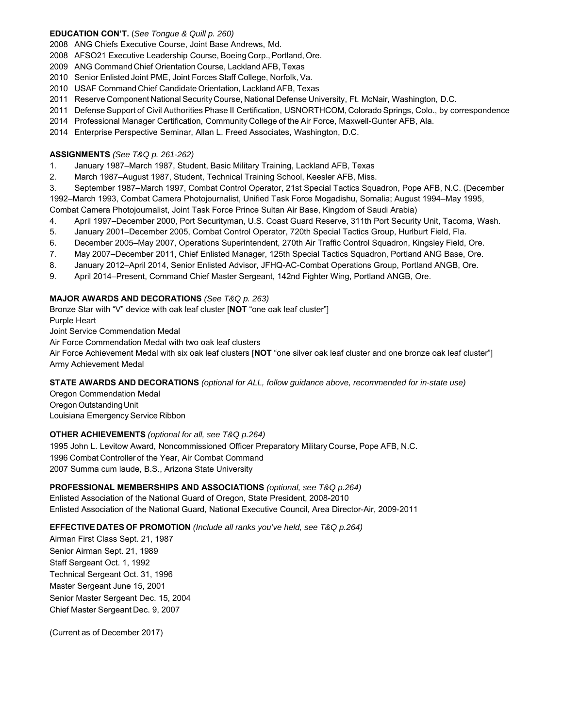**EDUCATION CON'T.** (*See Tongue & Quill p. 260)*

2008 ANG Chiefs Executive Course, Joint Base Andrews, Md.
2008 AFSO21 Executive Leadership Course, Boeing Corp., Portland, Ore.
2009 ANG Command Chief Orientation Course, Lackland AFB, Texas
2010 Senior Enlisted Joint PME, Joint Forces Staff College, Norfolk, Va.
2010 USAF Command Chief Candidate Orientation, Lackland AFB, Texas
2011 Reserve Component National Security Course, National Defense University, Ft. McNair, Washington, D.C.
2011 Defense Support of Civil Authorities Phase II Certification, USNORTHCOM, Colorado Springs, Colo., by correspondence
2014 Professional Manager Certification, Community College of the Air Force, Maxwell-Gunter AFB, Ala.
2014 Enterprise Perspective Seminar, Allan L. Freed Associates, Washington, D.C.

**ASSIGNMENTS** *(See T&Q p. 261-262)*

1. January 1987–March 1987, Student, Basic Military Training, Lackland AFB, Texas
2. March 1987–August 1987, Student, Technical Training School, Keesler AFB, Miss.
3. September 1987–March 1997, Combat Control Operator, 21st Special Tactics Squadron, Pope AFB, N.C. (December 1992–March 1993, Combat Camera Photojournalist, Unified Task Force Mogadishu, Somalia; August 1994–May 1995, Combat Camera Photojournalist, Joint Task Force Prince Sultan Air Base, Kingdom of Saudi Arabia)
4. April 1997–December 2000, Port Securityman, U.S. Coast Guard Reserve, 311th Port Security Unit, Tacoma, Wash.
5. January 2001–December 2005, Combat Control Operator, 720th Special Tactics Group, Hurlburt Field, Fla.
6. December 2005–May 2007, Operations Superintendent, 270th Air Traffic Control Squadron, Kingsley Field, Ore.
7. May 2007–December 2011, Chief Enlisted Manager, 125th Special Tactics Squadron, Portland ANG Base, Ore.
8. January 2012–April 2014, Senior Enlisted Advisor, JFHQ-AC-Combat Operations Group, Portland ANGB, Ore.
9. April 2014–Present, Command Chief Master Sergeant, 142nd Fighter Wing, Portland ANGB, Ore.

**MAJOR AWARDS AND DECORATIONS** *(See T&Q p. 263)*

Bronze Star with "V" device with oak leaf cluster [**NOT** "one oak leaf cluster"]
Purple Heart
Joint Service Commendation Medal
Air Force Commendation Medal with two oak leaf clusters
Air Force Achievement Medal with six oak leaf clusters [**NOT** "one silver oak leaf cluster and one bronze oak leaf cluster"]
Army Achievement Medal

**STATE AWARDS AND DECORATIONS** *(optional for ALL, follow guidance above, recommended for in-state use)*

Oregon Commendation Medal
Oregon Outstanding Unit
Louisiana Emergency Service Ribbon

**OTHER ACHIEVEMENTS** *(optional for all, see T&Q p.264)*

1995 John L. Levitow Award, Noncommissioned Officer Preparatory Military Course, Pope AFB, N.C.
1996 Combat Controller of the Year, Air Combat Command
2007 Summa cum laude, B.S., Arizona State University

**PROFESSIONAL MEMBERSHIPS AND ASSOCIATIONS** *(optional, see T&Q p.264)*

Enlisted Association of the National Guard of Oregon, State President, 2008-2010
Enlisted Association of the National Guard, National Executive Council, Area Director-Air, 2009-2011

**EFFECTIVE DATES OF PROMOTION** *(Include all ranks you've held, see T&Q p.264)*

Airman First Class Sept. 21, 1987
Senior Airman Sept. 21, 1989
Staff Sergeant Oct. 1, 1992
Technical Sergeant Oct. 31, 1996
Master Sergeant June 15, 2001
Senior Master Sergeant Dec. 15, 2004
Chief Master Sergeant Dec. 9, 2007

(Current as of December 2017)